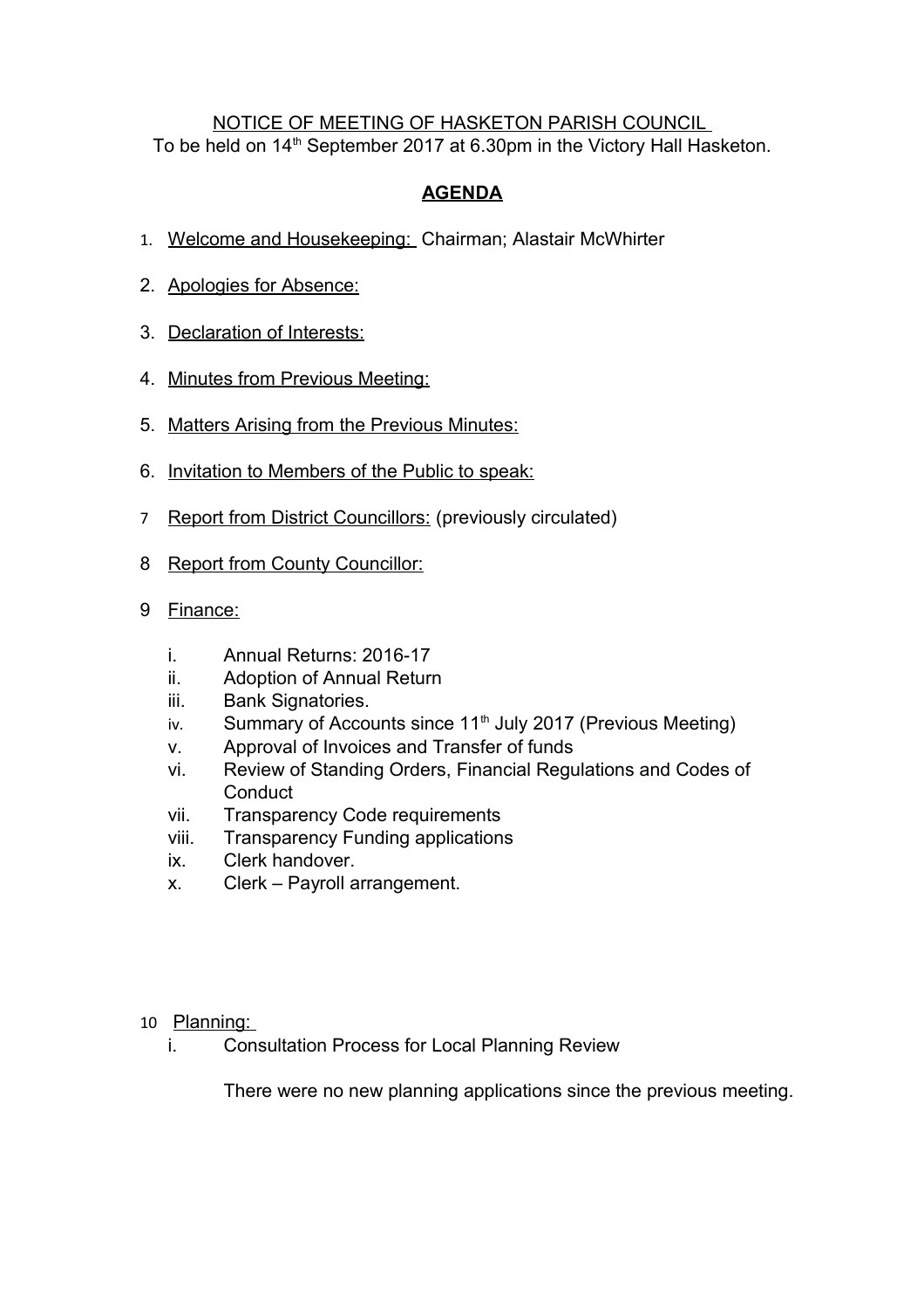NOTICE OF MEETING OF HASKETON PARISH COUNCIL

To be held on 14th September 2017 at 6.30pm in the Victory Hall Hasketon.

**AGENDA**

1. Welcome and Housekeeping: Chairman; Alastair McWhirter
2. Apologies for Absence:
3. Declaration of Interests:
4. Minutes from Previous Meeting:
5. Matters Arising from the Previous Minutes:
6. Invitation to Members of the Public to speak:
7. Report from District Councillors: (previously circulated)
8. Report from County Councillor:
9. Finance:
   1. Annual Returns: 2016-17
   2. Adoption of Annual Return
   3. Bank Signatories.
   4. Summary of Accounts since 11th July 2017 (Previous Meeting)
   5. Approval of Invoices and Transfer of funds
   6. Review of Standing Orders, Financial Regulations and Codes of Conduct
   7. Transparency Code requirements
   8. Transparency Funding applications
   9. Clerk handover.
   10. Clerk – Payroll arrangement.
10. Planning:
    1. Consultation Process for Local Planning Review

    There were no new planning applications since the previous meeting.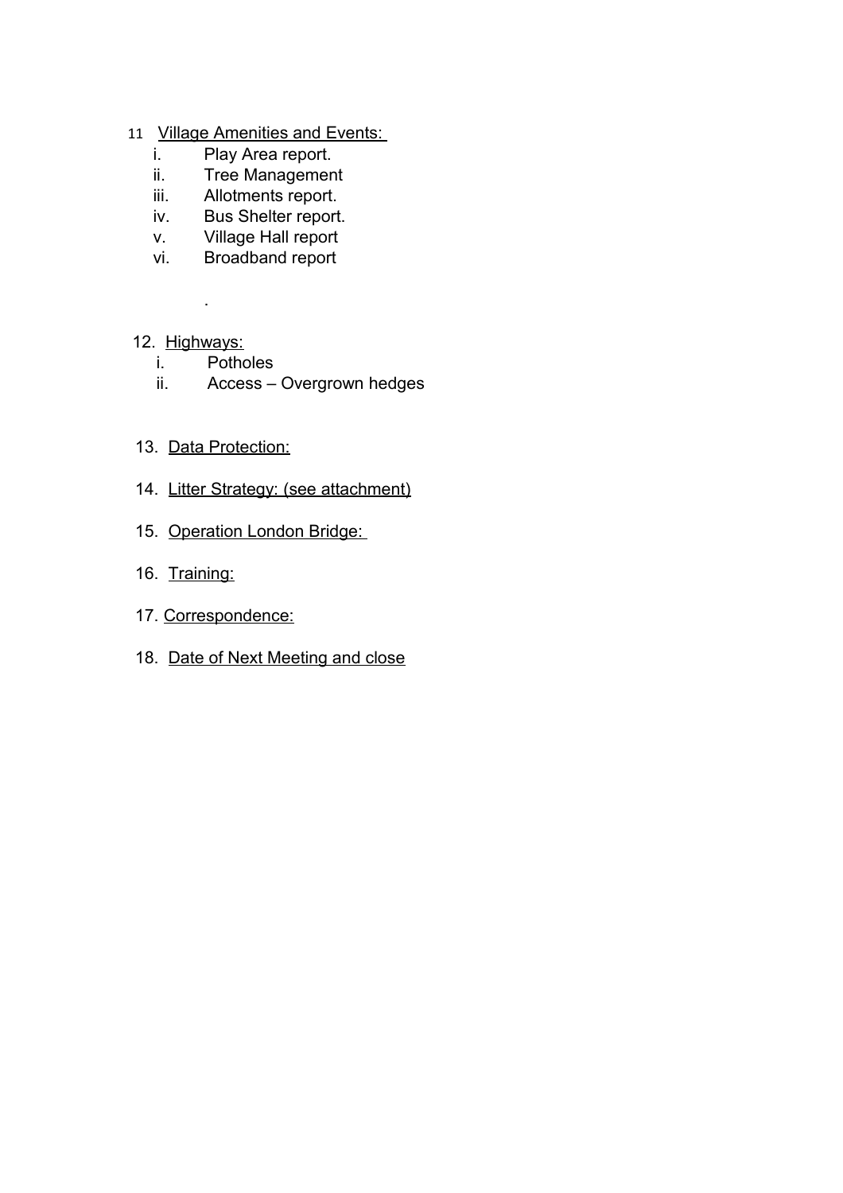11 Village Amenities and Events:

   i. Play Area report.
   ii. Tree Management
   iii. Allotments report.
   iv. Bus Shelter report.
   v. Village Hall report
   vi. Broadband report

   .

12. Highways:

   i. Potholes
   ii. Access – Overgrown hedges

13. Data Protection:

14. Litter Strategy: (see attachment)

15. Operation London Bridge:

16. Training:

17. Correspondence:

18. Date of Next Meeting and close